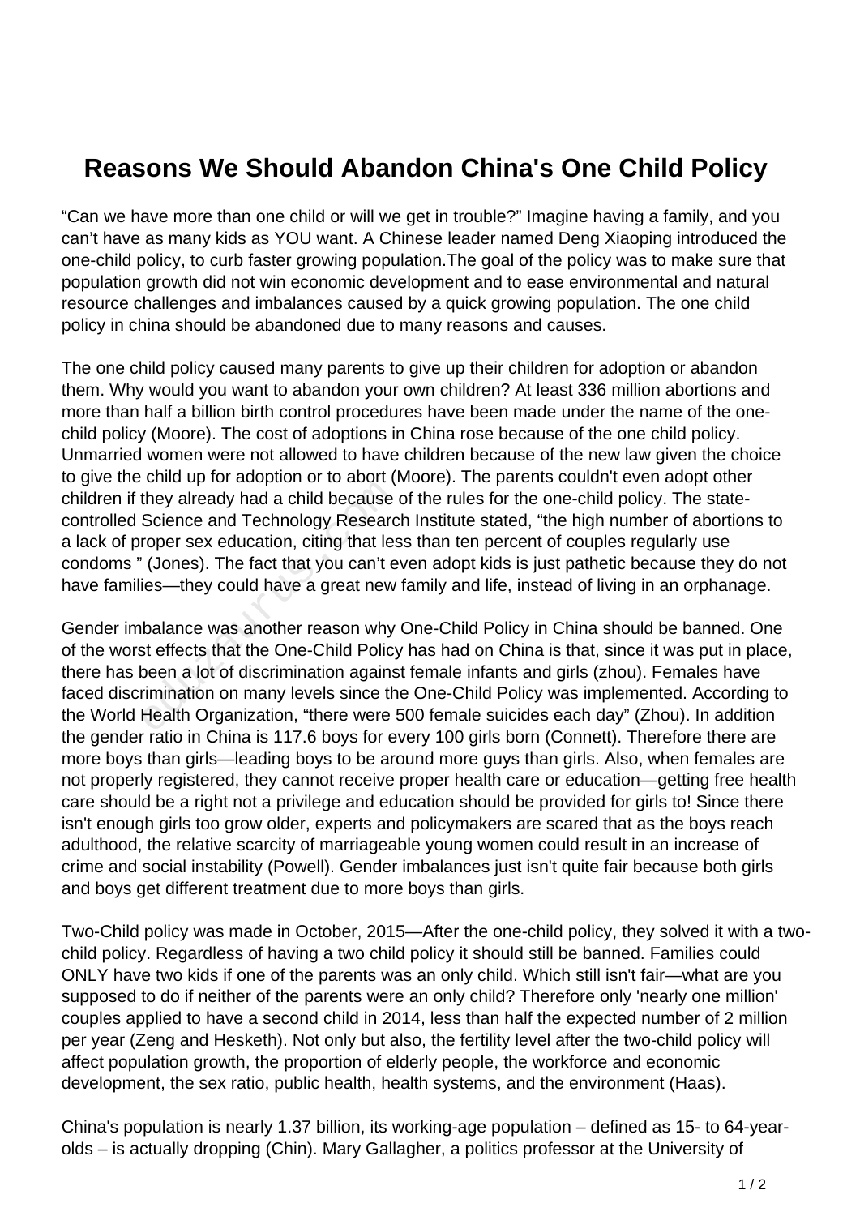# Reasons We Should Abandon China's One Child Policy

“Can we have more than one child or will we get in trouble?” Imagine having a family, and you can’t have as many kids as YOU want. A Chinese leader named Deng Xiaoping introduced the one-child policy, to curb faster growing population.The goal of the policy was to make sure that population growth did not win economic development and to ease environmental and natural resource challenges and imbalances caused by a quick growing population. The one child policy in china should be abandoned due to many reasons and causes.

The one child policy caused many parents to give up their children for adoption or abandon them. Why would you want to abandon your own children? At least 336 million abortions and more than half a billion birth control procedures have been made under the name of the one-child policy (Moore). The cost of adoptions in China rose because of the one child policy. Unmarried women were not allowed to have children because of the new law given the choice to give the child up for adoption or to abort (Moore). The parents couldn't even adopt other children if they already had a child because of the rules for the one-child policy. The state-controlled Science and Technology Research Institute stated, “the high number of abortions to a lack of proper sex education, citing that less than ten percent of couples regularly use condoms ” (Jones). The fact that you can’t even adopt kids is just pathetic because they do not have families—they could have a great new family and life, instead of living in an orphanage.

Gender imbalance was another reason why One-Child Policy in China should be banned. One of the worst effects that the One-Child Policy has had on China is that, since it was put in place, there has been a lot of discrimination against female infants and girls (zhou). Females have faced discrimination on many levels since the One-Child Policy was implemented. According to the World Health Organization, “there were 500 female suicides each day” (Zhou). In addition the gender ratio in China is 117.6 boys for every 100 girls born (Connett). Therefore there are more boys than girls—leading boys to be around more guys than girls. Also, when females are not properly registered, they cannot receive proper health care or education—getting free health care should be a right not a privilege and education should be provided for girls to! Since there isn't enough girls too grow older, experts and policymakers are scared that as the boys reach adulthood, the relative scarcity of marriageable young women could result in an increase of crime and social instability (Powell). Gender imbalances just isn't quite fair because both girls and boys get different treatment due to more boys than girls.

Two-Child policy was made in October, 2015—After the one-child policy, they solved it with a two-child policy. Regardless of having a two child policy it should still be banned. Families could ONLY have two kids if one of the parents was an only child. Which still isn't fair—what are you supposed to do if neither of the parents were an only child? Therefore only 'nearly one million' couples applied to have a second child in 2014, less than half the expected number of 2 million per year (Zeng and Hesketh). Not only but also, the fertility level after the two-child policy will affect population growth, the proportion of elderly people, the workforce and economic development, the sex ratio, public health, health systems, and the environment (Haas).

China's population is nearly 1.37 billion, its working-age population – defined as 15- to 64-year-olds – is actually dropping (Chin). Mary Gallagher, a politics professor at the University of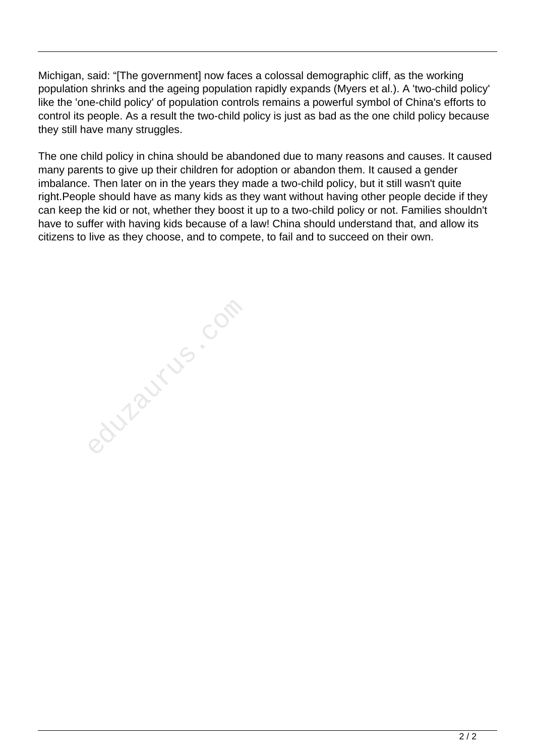Michigan, said: “[The government] now faces a colossal demographic cliff, as the working population shrinks and the ageing population rapidly expands (Myers et al.). A 'two-child policy' like the 'one-child policy' of population controls remains a powerful symbol of China's efforts to control its people. As a result the two-child policy is just as bad as the one child policy because they still have many struggles.

The one child policy in china should be abandoned due to many reasons and causes. It caused many parents to give up their children for adoption or abandon them. It caused a gender imbalance. Then later on in the years they made a two-child policy, but it still wasn't quite right.People should have as many kids as they want without having other people decide if they can keep the kid or not, whether they boost it up to a two-child policy or not. Families shouldn't have to suffer with having kids because of a law! China should understand that, and allow its citizens to live as they choose, and to compete, to fail and to succeed on their own.